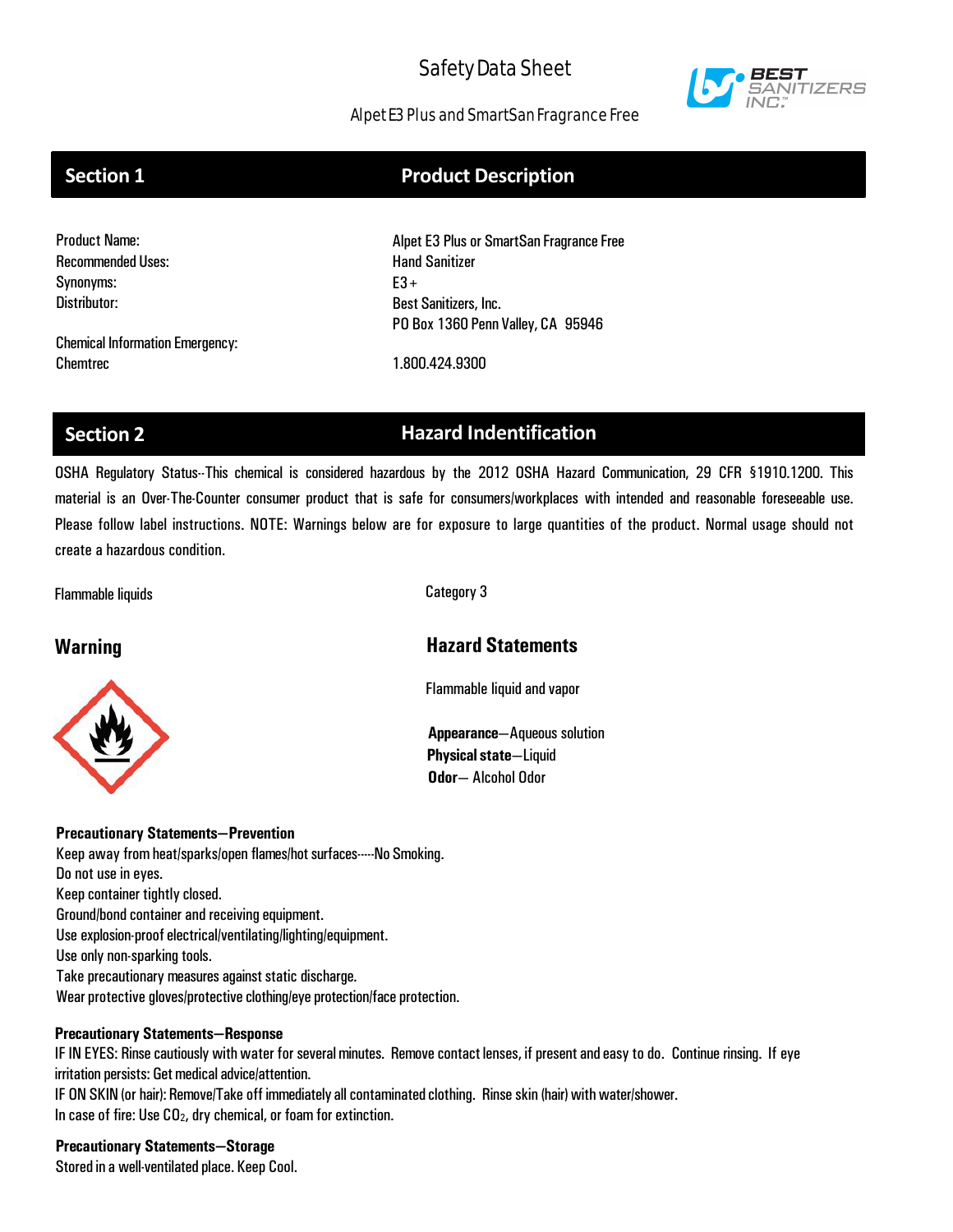# Safety Data Sheet

Alpet E3 Plus and SmartSan Fragrance Free

## Section 1 — Product Description

| | |
|---|---|
| Product Name: | Alpet E3 Plus or SmartSan Fragrance Free |
| Recommended Uses: | Hand Sanitizer |
| Synonyms: | E3+ |
| Distributor: | Best Sanitizers, Inc.<br>PO Box 1360 Penn Valley, CA 95946 |
| Chemical Information Emergency:<br>Chemtrec | 1.800.424.9300 |

## Section 2 — Hazard Indentification

OSHA Regulatory Status--This chemical is considered hazardous by the 2012 OSHA Hazard Communication, 29 CFR §1910.1200. This material is an Over-The-Counter consumer product that is safe for consumers/workplaces with intended and reasonable foreseeable use. Please follow label instructions. NOTE: Warnings below are for exposure to large quantities of the product. Normal usage should not create a hazardous condition.

Flammable liquids — Category 3

### Warning

### Hazard Statements

Flammable liquid and vapor

**Appearance**—Aqueous solution
**Physical state**—Liquid
**Odor**— Alcohol Odor

**Precautionary Statements—Prevention**

Keep away from heat/sparks/open flames/hot surfaces-----No Smoking.
Do not use in eyes.
Keep container tightly closed.
Ground/bond container and receiving equipment.
Use explosion-proof electrical/ventilating/lighting/equipment.
Use only non-sparking tools.
Take precautionary measures against static discharge.
Wear protective gloves/protective clothing/eye protection/face protection.

**Precautionary Statements—Response**

IF IN EYES: Rinse cautiously with water for several minutes. Remove contact lenses, if present and easy to do. Continue rinsing. If eye irritation persists: Get medical advice/attention.
IF ON SKIN (or hair): Remove/Take off immediately all contaminated clothing. Rinse skin (hair) with water/shower.
In case of fire: Use $CO_2$, dry chemical, or foam for extinction.

**Precautionary Statements—Storage**

Stored in a well-ventilated place. Keep Cool.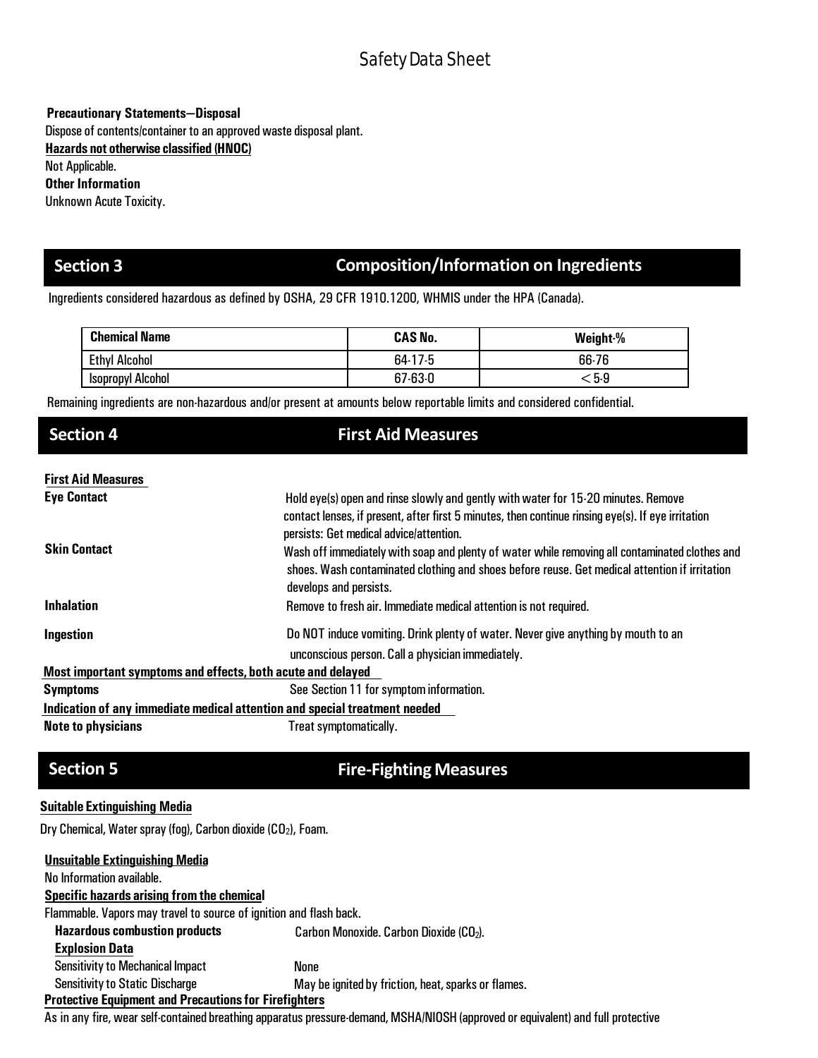**Precautionary Statements—Disposal**

Dispose of contents/container to an approved waste disposal plant.

**Hazards not otherwise classified (HNOC)**

Not Applicable.

**Other Information**

Unknown Acute Toxicity.

## Section 3 Composition/Information on Ingredients

Ingredients considered hazardous as defined by OSHA, 29 CFR 1910.1200, WHMIS under the HPA (Canada).

| Chemical Name | CAS No. | Weight-% |
|---|---|---|
| Ethyl Alcohol | 64-17-5 | 66-76 |
| Isopropyl Alcohol | 67-63-0 | < 5-9 |

Remaining ingredients are non-hazardous and/or present at amounts below reportable limits and considered confidential.

## Section 4 First Aid Measures

**First Aid Measures**

**Eye Contact** Hold eye(s) open and rinse slowly and gently with water for 15-20 minutes. Remove contact lenses, if present, after first 5 minutes, then continue rinsing eye(s). If eye irritation persists: Get medical advice/attention.

**Skin Contact** Wash off immediately with soap and plenty of water while removing all contaminated clothes and shoes. Wash contaminated clothing and shoes before reuse. Get medical attention if irritation develops and persists.

**Inhalation** Remove to fresh air. Immediate medical attention is not required.

**Ingestion** Do NOT induce vomiting. Drink plenty of water. Never give anything by mouth to an unconscious person. Call a physician immediately.

**Most important symptoms and effects, both acute and delayed**

**Symptoms** See Section 11 for symptom information.

**Indication of any immediate medical attention and special treatment needed**

**Note to physicians** Treat symptomatically.

## Section 5 Fire-Fighting Measures

**Suitable Extinguishing Media**

Dry Chemical, Water spray (fog), Carbon dioxide ($CO_2$), Foam.

**Unsuitable Extinguishing Media**

No Information available.

**Specific hazards arising from the chemical**

Flammable. Vapors may travel to source of ignition and flash back.

**Hazardous combustion products** Carbon Monoxide. Carbon Dioxide ($CO_2$).

**Explosion Data**

Sensitivity to Mechanical Impact None

Sensitivity to Static Discharge May be ignited by friction, heat, sparks or flames.

**Protective Equipment and Precautions for Firefighters**

As in any fire, wear self-contained breathing apparatus pressure-demand, MSHA/NIOSH (approved or equivalent) and full protective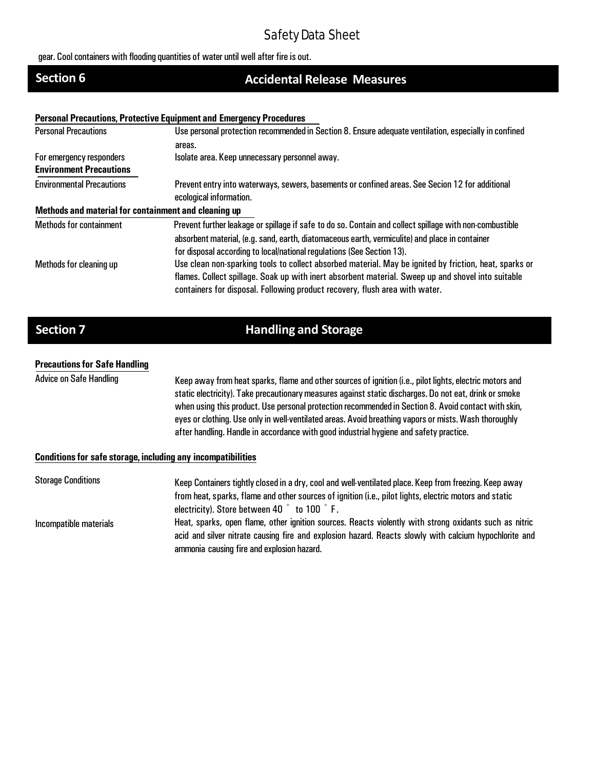gear. Cool containers with flooding quantities of water until well after fire is out.

## Section 6 Accidental Release Measures

**Personal Precautions, Protective Equipment and Emergency Procedures**

| | |
|---|---|
| Personal Precautions | Use personal protection recommended in Section 8. Ensure adequate ventilation, especially in confined areas. |
| For emergency responders | Isolate area. Keep unnecessary personnel away. |

**Environment Precautions**

| | |
|---|---|
| Environmental Precautions | Prevent entry into waterways, sewers, basements or confined areas. See Secion 12 for additional ecological information. |

**Methods and material for containment and cleaning up**

| | |
|---|---|
| Methods for containment | Prevent further leakage or spillage if safe to do so. Contain and collect spillage with non-combustible absorbent material, (e.g. sand, earth, diatomaceous earth, vermiculite) and place in container for disposal according to local/national regulations (See Section 13). |
| Methods for cleaning up | Use clean non-sparking tools to collect absorbed material. May be ignited by friction, heat, sparks or flames. Collect spillage. Soak up with inert absorbent material. Sweep up and shovel into suitable containers for disposal. Following product recovery, flush area with water. |

## Section 7 Handling and Storage

**Precautions for Safe Handling**

| | |
|---|---|
| Advice on Safe Handling | Keep away from heat sparks, flame and other sources of ignition (i.e., pilot lights, electric motors and static electricity). Take precautionary measures against static discharges. Do not eat, drink or smoke when using this product. Use personal protection recommended in Section 8. Avoid contact with skin, eyes or clothing. Use only in well-ventilated areas. Avoid breathing vapors or mists. Wash thoroughly after handling. Handle in accordance with good industrial hygiene and safety practice. |

**Conditions for safe storage, including any incompatibilities**

| | |
|---|---|
| Storage Conditions | Keep Containers tightly closed in a dry, cool and well-ventilated place. Keep from freezing. Keep away from heat, sparks, flame and other sources of ignition (i.e., pilot lights, electric motors and static electricity). Store between 40 ° to 100 ° F. |
| Incompatible materials | Heat, sparks, open flame, other ignition sources. Reacts violently with strong oxidants such as nitric acid and silver nitrate causing fire and explosion hazard. Reacts slowly with calcium hypochlorite and ammonia causing fire and explosion hazard. |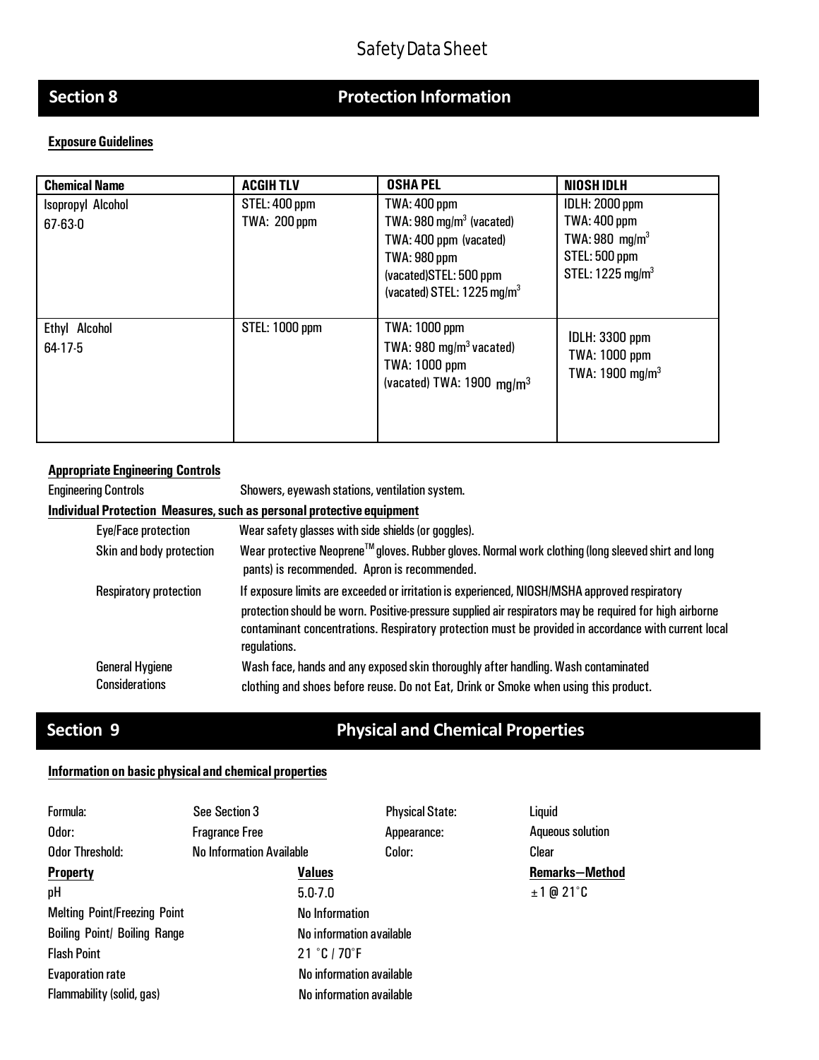# Safety Data Sheet

## Section 8 Protection Information

**Exposure Guidelines**

| Chemical Name | ACGIH TLV | OSHA PEL | NIOSH IDLH |
|---|---|---|---|
| Isopropyl Alcohol<br>67-63-0 | STEL: 400 ppm<br>TWA: 200 ppm | TWA: 400 ppm<br>TWA: 980 mg/m$^3$ (vacated)<br>TWA: 400 ppm (vacated)<br>TWA: 980 ppm<br>(vacated)STEL: 500 ppm<br>(vacated) STEL: 1225 mg/m$^3$ | IDLH: 2000 ppm<br>TWA: 400 ppm<br>TWA: 980 mg/m$^3$<br>STEL: 500 ppm<br>STEL: 1225 mg/m$^3$ |
| Ethyl Alcohol<br>64-17-5 | STEL: 1000 ppm | TWA: 1000 ppm<br>TWA: 980 mg/m$^3$ vacated)<br>TWA: 1000 ppm<br>(vacated) TWA: 1900 mg/m$^3$ | IDLH: 3300 ppm<br>TWA: 1000 ppm<br>TWA: 1900 mg/m$^3$ |

**Appropriate Engineering Controls**

Engineering Controls: Showers, eyewash stations, ventilation system.

**Individual Protection Measures, such as personal protective equipment**

- **Eye/Face protection:** Wear safety glasses with side shields (or goggles).
- **Skin and body protection:** Wear protective Neoprene™ gloves. Rubber gloves. Normal work clothing (long sleeved shirt and long pants) is recommended. Apron is recommended.
- **Respiratory protection:** If exposure limits are exceeded or irritation is experienced, NIOSH/MSHA approved respiratory protection should be worn. Positive-pressure supplied air respirators may be required for high airborne contaminant concentrations. Respiratory protection must be provided in accordance with current local regulations.
- **General Hygiene Considerations:** Wash face, hands and any exposed skin thoroughly after handling. Wash contaminated clothing and shoes before reuse. Do not Eat, Drink or Smoke when using this product.

## Section 9 Physical and Chemical Properties

**Information on basic physical and chemical properties**

| | | | |
|---|---|---|---|
| Formula: | See Section 3 | Physical State: | Liquid |
| Odor: | Fragrance Free | Appearance: | Aqueous solution |
| Odor Threshold: | No Information Available | Color: | Clear |

| Property | Values | Remarks—Method |
|---|---|---|
| pH | 5.0-7.0 | ±1 @ 21˚C |
| Melting Point/Freezing Point | No Information | |
| Boiling Point/ Boiling Range | No information available | |
| Flash Point | 21 ˚C / 70˚F | |
| Evaporation rate | No information available | |
| Flammability (solid, gas) | No information available | |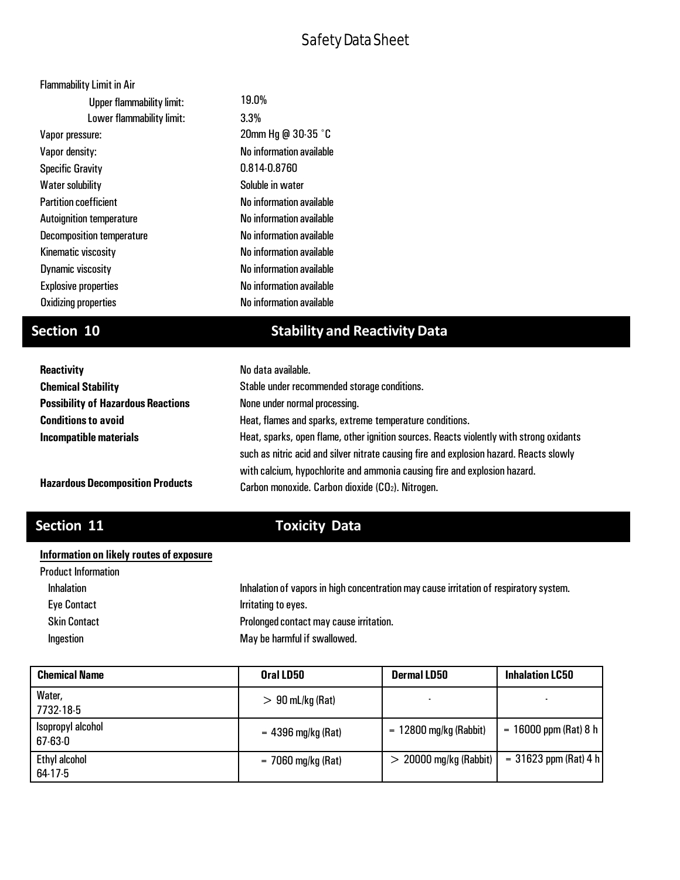Flammability Limit in Air

| | |
|---|---|
| Upper flammability limit: | 19.0% |
| Lower flammability limit: | 3.3% |
| Vapor pressure: | 20mm Hg @ 30-35 °C |
| Vapor density: | No information available |
| Specific Gravity | 0.814-0.8760 |
| Water solubility | Soluble in water |
| Partition coefficient | No information available |
| Autoignition temperature | No information available |
| Decomposition temperature | No information available |
| Kinematic viscosity | No information available |
| Dynamic viscosity | No information available |
| Explosive properties | No information available |
| Oxidizing properties | No information available |

## Section 10 Stability and Reactivity Data

**Reactivity** No data available.

**Chemical Stability** Stable under recommended storage conditions.

**Possibility of Hazardous Reactions** None under normal processing.

**Conditions to avoid** Heat, flames and sparks, extreme temperature conditions.

**Incompatible materials** Heat, sparks, open flame, other ignition sources. Reacts violently with strong oxidants such as nitric acid and silver nitrate causing fire and explosion hazard. Reacts slowly with calcium, hypochlorite and ammonia causing fire and explosion hazard.

**Hazardous Decomposition Products** Carbon monoxide. Carbon dioxide ($CO_2$). Nitrogen.

## Section 11 Toxicity Data

**Information on likely routes of exposure**

Product Information

| | |
|---|---|
| Inhalation | Inhalation of vapors in high concentration may cause irritation of respiratory system. |
| Eye Contact | Irritating to eyes. |
| Skin Contact | Prolonged contact may cause irritation. |
| Ingestion | May be harmful if swallowed. |

| Chemical Name | Oral LD50 | Dermal LD50 | Inhalation LC50 |
|---|---|---|---|
| Water, 7732-18-5 | > 90 mL/kg (Rat) | - | - |
| Isopropyl alcohol 67-63-0 | = 4396 mg/kg (Rat) | = 12800 mg/kg (Rabbit) | = 16000 ppm (Rat) 8 h |
| Ethyl alcohol 64-17-5 | = 7060 mg/kg (Rat) | > 20000 mg/kg (Rabbit) | = 31623 ppm (Rat) 4 h |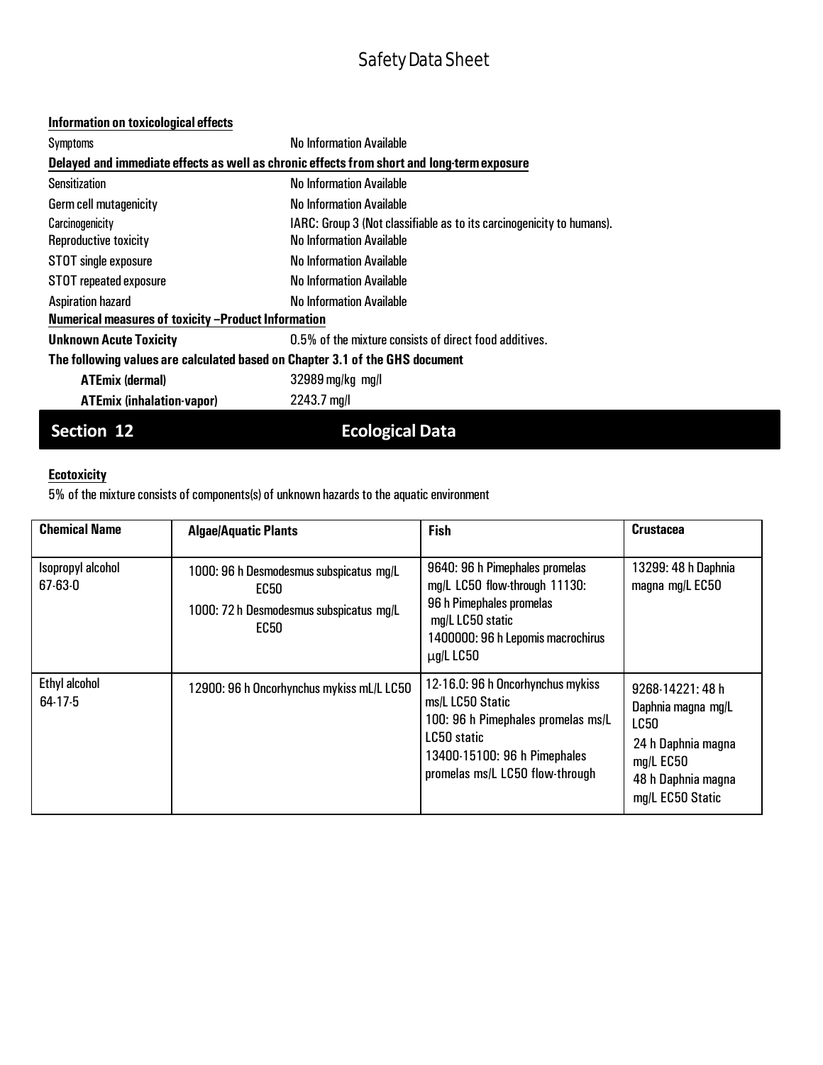**Information on toxicological effects**

| | |
|---|---|
| Symptoms | No Information Available |

**Delayed and immediate effects as well as chronic effects from short and long-term exposure**

| | |
|---|---|
| Sensitization | No Information Available |
| Germ cell mutagenicity | No Information Available |
| Carcinogenicity | IARC: Group 3 (Not classifiable as to its carcinogenicity to humans). |
| Reproductive toxicity | No Information Available |
| STOT single exposure | No Information Available |
| STOT repeated exposure | No Information Available |
| Aspiration hazard | No Information Available |

**Numerical measures of toxicity –Product Information**

**Unknown Acute Toxicity** 0.5% of the mixture consists of direct food additives.

**The following values are calculated based on Chapter 3.1 of the GHS document**

| | |
|---|---|
| **ATEmix (dermal)** | 32989 mg/kg mg/l |
| **ATEmix (inhalation-vapor)** | 2243.7 mg/l |

## Section 12 Ecological Data

**Ecotoxicity**

5% of the mixture consists of components(s) of unknown hazards to the aquatic environment

| Chemical Name | Algae/Aquatic Plants | Fish | Crustacea |
|---|---|---|---|
| Isopropyl alcohol 67-63-0 | 1000: 96 h Desmodesmus subspicatus mg/L EC50<br>1000: 72 h Desmodesmus subspicatus mg/L EC50 | 9640: 96 h Pimephales promelas mg/L LC50 flow-through 11130: 96 h Pimephales promelas mg/L LC50 static<br>1400000: 96 h Lepomis macrochirus µg/L LC50 | 13299: 48 h Daphnia magna mg/L EC50 |
| Ethyl alcohol 64-17-5 | 12900: 96 h Oncorhynchus mykiss mL/L LC50 | 12-16.0: 96 h Oncorhynchus mykiss ms/L LC50 Static<br>100: 96 h Pimephales promelas ms/L LC50 static<br>13400-15100: 96 h Pimephales promelas ms/L LC50 flow-through | 9268-14221: 48 h Daphnia magna mg/L LC50<br>24 h Daphnia magna mg/L EC50<br>48 h Daphnia magna mg/L EC50 Static |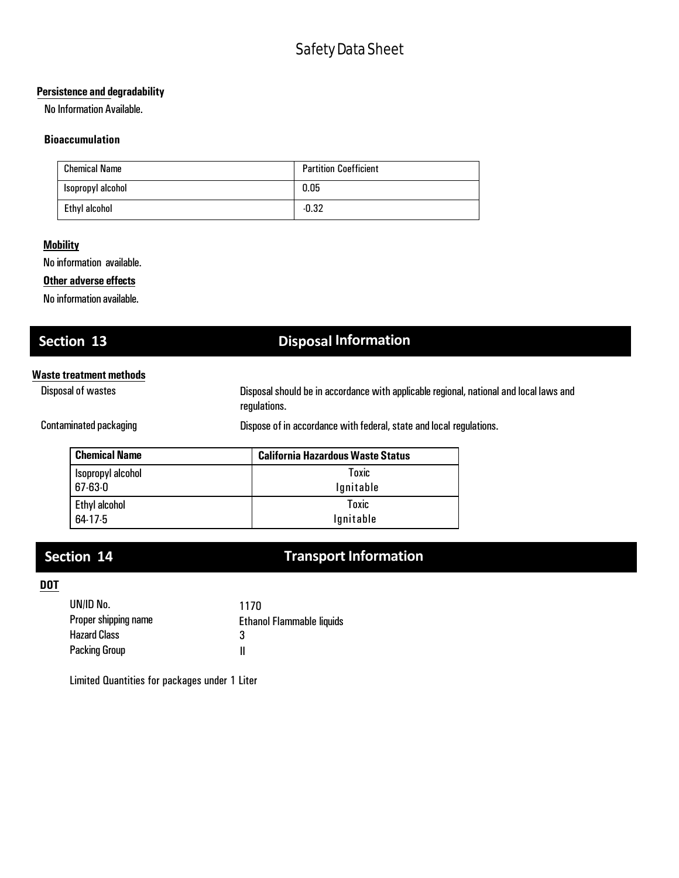**Persistence and degradability**

No Information Available.

**Bioaccumulation**

| Chemical Name | Partition Coefficient |
| --- | --- |
| Isopropyl alcohol | 0.05 |
| Ethyl alcohol | -0.32 |

**Mobility**

No information available.

**Other adverse effects**

No information available.

## Section 13 Disposal Information

**Waste treatment methods**

Disposal of wastes: Disposal should be in accordance with applicable regional, national and local laws and regulations.

Contaminated packaging: Dispose of in accordance with federal, state and local regulations.

| Chemical Name | California Hazardous Waste Status |
| --- | --- |
| Isopropyl alcohol 67-63-0 | Toxic Ignitable |
| Ethyl alcohol 64-17-5 | Toxic Ignitable |

## Section 14 Transport Information

**DOT**

UN/ID No.: 1170
Proper shipping name: Ethanol Flammable liquids
Hazard Class: 3
Packing Group: II

Limited Quantities for packages under 1 Liter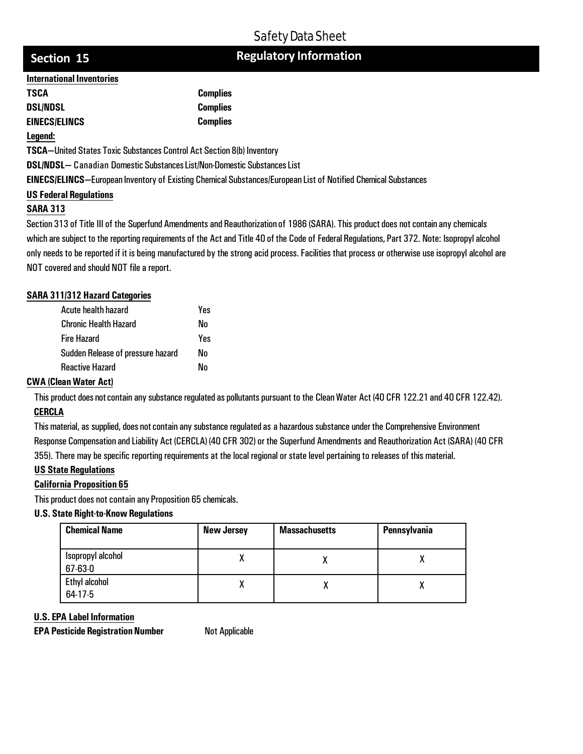## Section 15 Regulatory Information

**International Inventories**

| | |
|---|---|
| **TSCA** | **Complies** |
| **DSL/NDSL** | **Complies** |
| **EINECS/ELINCS** | **Complies** |

**Legend:**

**TSCA**—United States Toxic Substances Control Act Section 8(b) Inventory

**DSL/NDSL**— Canadian Domestic Substances List/Non-Domestic Substances List

**EINECS/ELINCS**—European Inventory of Existing Chemical Substances/European List of Notified Chemical Substances

**US Federal Regulations**

**SARA 313**

Section 313 of Title III of the Superfund Amendments and Reauthorization of 1986 (SARA). This product does not contain any chemicals which are subject to the reporting requirements of the Act and Title 40 of the Code of Federal Regulations, Part 372. Note: Isopropyl alcohol only needs to be reported if it is being manufactured by the strong acid process. Facilities that process or otherwise use isopropyl alcohol are NOT covered and should NOT file a report.

**SARA 311/312 Hazard Categories**

| | |
|---|---|
| Acute health hazard | Yes |
| Chronic Health Hazard | No |
| Fire Hazard | Yes |
| Sudden Release of pressure hazard | No |
| Reactive Hazard | No |

**CWA (Clean Water Act)**

This product does not contain any substance regulated as pollutants pursuant to the Clean Water Act (40 CFR 122.21 and 40 CFR 122.42).

**CERCLA**

This material, as supplied, does not contain any substance regulated as a hazardous substance under the Comprehensive Environment Response Compensation and Liability Act (CERCLA) (40 CFR 302) or the Superfund Amendments and Reauthorization Act (SARA) (40 CFR 355). There may be specific reporting requirements at the local regional or state level pertaining to releases of this material.

**US State Regulations**

**California Proposition 65**

This product does not contain any Proposition 65 chemicals.

**U.S. State Right-to-Know Regulations**

| Chemical Name | New Jersey | Massachusetts | Pennsylvania |
|---|---|---|---|
| Isopropyl alcohol 67-63-0 | X | X | X |
| Ethyl alcohol 64-17-5 | X | X | X |

**U.S. EPA Label Information**

**EPA Pesticide Registration Number** Not Applicable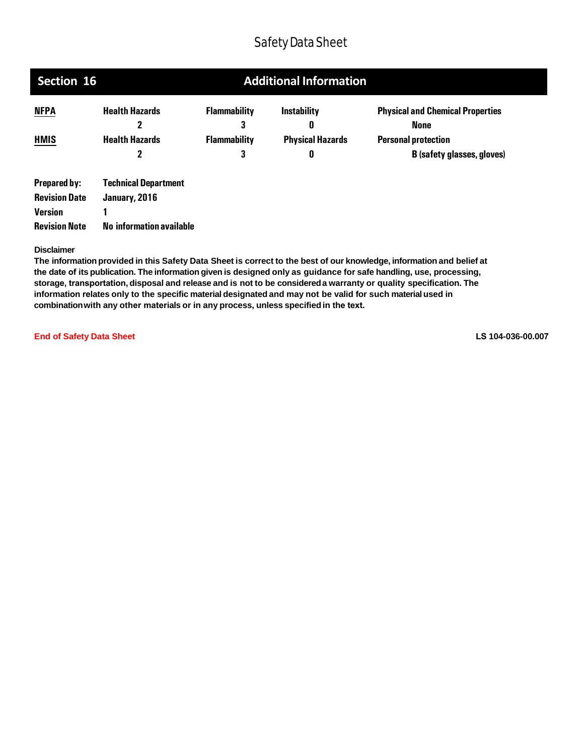## Section 16 Additional Information

| | | | | |
|---|---|---|---|---|
| **NFPA** | **Health Hazards** | **Flammability** | **Instability** | **Physical and Chemical Properties** |
| | 2 | 3 | 0 | None |
| **HMIS** | **Health Hazards** | **Flammability** | **Physical Hazards** | **Personal protection** |
| | 2 | 3 | 0 | B (safety glasses, gloves) |

| | |
|---|---|
| **Prepared by:** | Technical Department |
| **Revision Date** | January, 2016 |
| **Version** | 1 |
| **Revision Note** | No information available |

**Disclaimer**

**The information provided in this Safety Data Sheet is correct to the best of our knowledge, information and belief at the date of its publication. The information given is designed only as guidance for safe handling, use, processing, storage, transportation, disposal and release and is not to be considered a warranty or quality specification. The information relates only to the specific material designated and may not be valid for such material used in combination with any other materials or in any process, unless specified in the text.**

**End of Safety Data Sheet**

**LS 104-036-00.007**